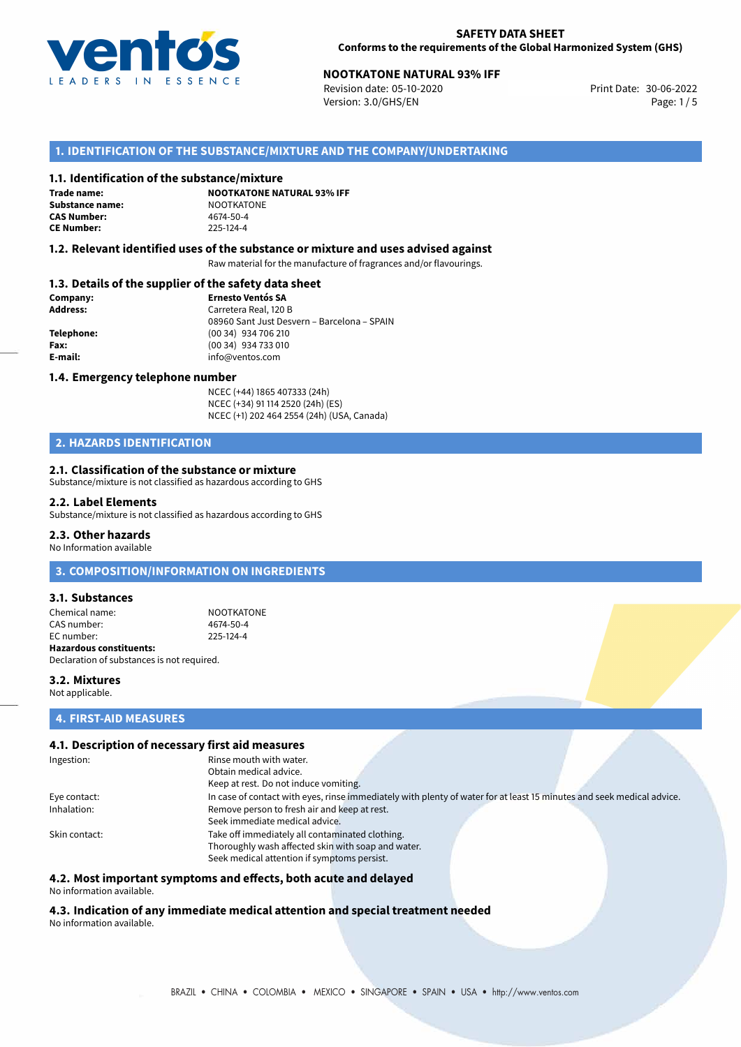**SAFETY DATA SHEET**
**Conforms to the requirements of the Global Harmonized System (GHS)**

**NOOTKATONE NATURAL 93% IFF**
Revision date: 05-10-2020
Version: 3.0/GHS/EN
Print Date: 30-06-2022

## 1. IDENTIFICATION OF THE SUBSTANCE/MIXTURE AND THE COMPANY/UNDERTAKING

### 1.1. Identification of the substance/mixture

| | |
|---|---|
| **Trade name:** | **NOOTKATONE NATURAL 93% IFF** |
| **Substance name:** | NOOTKATONE |
| **CAS Number:** | 4674-50-4 |
| **CE Number:** | 225-124-4 |

### 1.2. Relevant identified uses of the substance or mixture and uses advised against

Raw material for the manufacture of fragrances and/or flavourings.

### 1.3. Details of the supplier of the safety data sheet

| | |
|---|---|
| **Company:** | **Ernesto Ventós SA** |
| **Address:** | Carretera Real, 120 B<br>08960 Sant Just Desvern – Barcelona – SPAIN |
| **Telephone:** | (00 34) 934 706 210 |
| **Fax:** | (00 34) 934 733 010 |
| **E-mail:** | info@ventos.com |

### 1.4. Emergency telephone number

NCEC (+44) 1865 407333 (24h)
NCEC (+34) 91 114 2520 (24h) (ES)
NCEC (+1) 202 464 2554 (24h) (USA, Canada)

## 2. HAZARDS IDENTIFICATION

### 2.1. Classification of the substance or mixture

Substance/mixture is not classified as hazardous according to GHS

### 2.2. Label Elements

Substance/mixture is not classified as hazardous according to GHS

### 2.3. Other hazards

No Information available

## 3. COMPOSITION/INFORMATION ON INGREDIENTS

### 3.1. Substances

| | |
|---|---|
| Chemical name: | NOOTKATONE |
| CAS number: | 4674-50-4 |
| EC number: | 225-124-4 |

**Hazardous constituents:**
Declaration of substances is not required.

### 3.2. Mixtures

Not applicable.

## 4. FIRST-AID MEASURES

### 4.1. Description of necessary first aid measures

| | |
|---|---|
| Ingestion: | Rinse mouth with water.<br>Obtain medical advice.<br>Keep at rest. Do not induce vomiting. |
| Eye contact: | In case of contact with eyes, rinse immediately with plenty of water for at least 15 minutes and seek medical advice. |
| Inhalation: | Remove person to fresh air and keep at rest.<br>Seek immediate medical advice. |
| Skin contact: | Take off immediately all contaminated clothing.<br>Thoroughly wash affected skin with soap and water.<br>Seek medical attention if symptoms persist. |

### 4.2. Most important symptoms and effects, both acute and delayed

No information available.

### 4.3. Indication of any immediate medical attention and special treatment needed

No information available.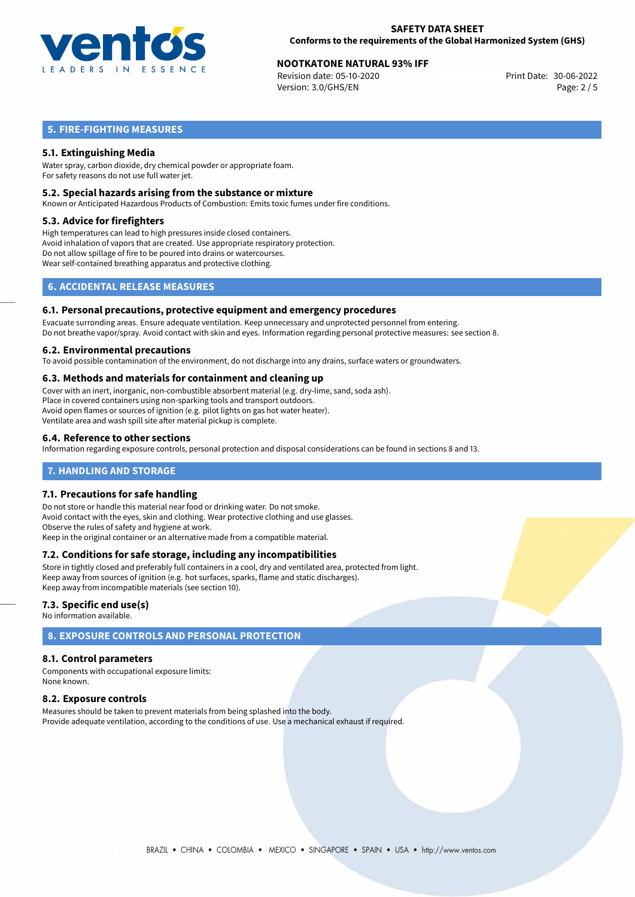## 5. FIRE-FIGHTING MEASURES

### 5.1. Extinguishing Media

Water spray, carbon dioxide, dry chemical powder or appropriate foam.
For safety reasons do not use full water jet.

### 5.2. Special hazards arising from the substance or mixture

Known or Anticipated Hazardous Products of Combustion: Emits toxic fumes under fire conditions.

### 5.3. Advice for firefighters

High temperatures can lead to high pressures inside closed containers.
Avoid inhalation of vapors that are created. Use appropriate respiratory protection.
Do not allow spillage of fire to be poured into drains or watercourses.
Wear self-contained breathing apparatus and protective clothing.

## 6. ACCIDENTAL RELEASE MEASURES

### 6.1. Personal precautions, protective equipment and emergency procedures

Evacuate surronding areas. Ensure adequate ventilation. Keep unnecessary and unprotected personnel from entering.
Do not breathe vapor/spray. Avoid contact with skin and eyes. Information regarding personal protective measures: see section 8.

### 6.2. Environmental precautions

To avoid possible contamination of the environment, do not discharge into any drains, surface waters or groundwaters.

### 6.3. Methods and materials for containment and cleaning up

Cover with an inert, inorganic, non-combustible absorbent material (e.g. dry-lime, sand, soda ash).
Place in covered containers using non-sparking tools and transport outdoors.
Avoid open flames or sources of ignition (e.g. pilot lights on gas hot water heater).
Ventilate area and wash spill site after material pickup is complete.

### 6.4. Reference to other sections

Information regarding exposure controls, personal protection and disposal considerations can be found in sections 8 and 13.

## 7. HANDLING AND STORAGE

### 7.1. Precautions for safe handling

Do not store or handle this material near food or drinking water. Do not smoke.
Avoid contact with the eyes, skin and clothing. Wear protective clothing and use glasses.
Observe the rules of safety and hygiene at work.
Keep in the original container or an alternative made from a compatible material.

### 7.2. Conditions for safe storage, including any incompatibilities

Store in tightly closed and preferably full containers in a cool, dry and ventilated area, protected from light.
Keep away from sources of ignition (e.g. hot surfaces, sparks, flame and static discharges).
Keep away from incompatible materials (see section 10).

### 7.3. Specific end use(s)

No information available.

## 8. EXPOSURE CONTROLS AND PERSONAL PROTECTION

### 8.1. Control parameters

Components with occupational exposure limits:
None known.

### 8.2. Exposure controls

Measures should be taken to prevent materials from being splashed into the body.
Provide adequate ventilation, according to the conditions of use. Use a mechanical exhaust if required.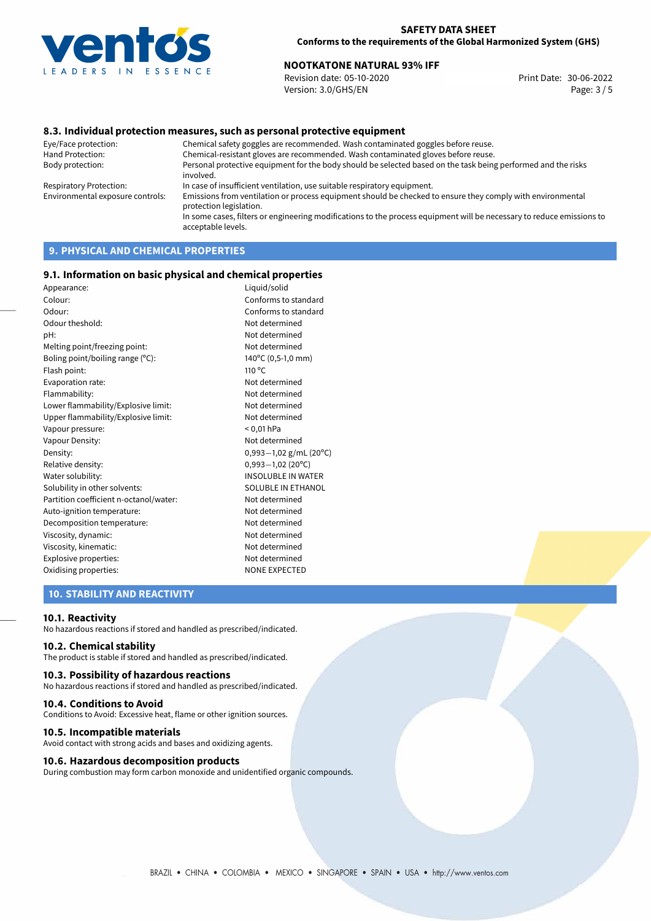### 8.3. Individual protection measures, such as personal protective equipment

| | |
|---|---|
| Eye/Face protection: | Chemical safety goggles are recommended. Wash contaminated goggles before reuse. |
| Hand Protection: | Chemical-resistant gloves are recommended. Wash contaminated gloves before reuse. |
| Body protection: | Personal protective equipment for the body should be selected based on the task being performed and the risks involved. |
| Respiratory Protection: | In case of insufficient ventilation, use suitable respiratory equipment. |
| Environmental exposure controls: | Emissions from ventilation or process equipment should be checked to ensure they comply with environmental protection legislation. In some cases, filters or engineering modifications to the process equipment will be necessary to reduce emissions to acceptable levels. |

## 9. PHYSICAL AND CHEMICAL PROPERTIES

### 9.1. Information on basic physical and chemical properties

| | |
|---|---|
| Appearance: | Liquid/solid |
| Colour: | Conforms to standard |
| Odour: | Conforms to standard |
| Odour theshold: | Not determined |
| pH: | Not determined |
| Melting point/freezing point: | Not determined |
| Boling point/boiling range (°C): | 140°C (0,5-1,0 mm) |
| Flash point: | 110 °C |
| Evaporation rate: | Not determined |
| Flammability: | Not determined |
| Lower flammability/Explosive limit: | Not determined |
| Upper flammability/Explosive limit: | Not determined |
| Vapour pressure: | < 0,01 hPa |
| Vapour Density: | Not determined |
| Density: | 0,993—1,02 g/mL (20°C) |
| Relative density: | 0,993—1,02 (20°C) |
| Water solubility: | INSOLUBLE IN WATER |
| Solubility in other solvents: | SOLUBLE IN ETHANOL |
| Partition coefficient n-octanol/water: | Not determined |
| Auto-ignition temperature: | Not determined |
| Decomposition temperature: | Not determined |
| Viscosity, dynamic: | Not determined |
| Viscosity, kinematic: | Not determined |
| Explosive properties: | Not determined |
| Oxidising properties: | NONE EXPECTED |

## 10. STABILITY AND REACTIVITY

### 10.1. Reactivity

No hazardous reactions if stored and handled as prescribed/indicated.

### 10.2. Chemical stability

The product is stable if stored and handled as prescribed/indicated.

### 10.3. Possibility of hazardous reactions

No hazardous reactions if stored and handled as prescribed/indicated.

### 10.4. Conditions to Avoid

Conditions to Avoid: Excessive heat, flame or other ignition sources.

### 10.5. Incompatible materials

Avoid contact with strong acids and bases and oxidizing agents.

### 10.6. Hazardous decomposition products

During combustion may form carbon monoxide and unidentified organic compounds.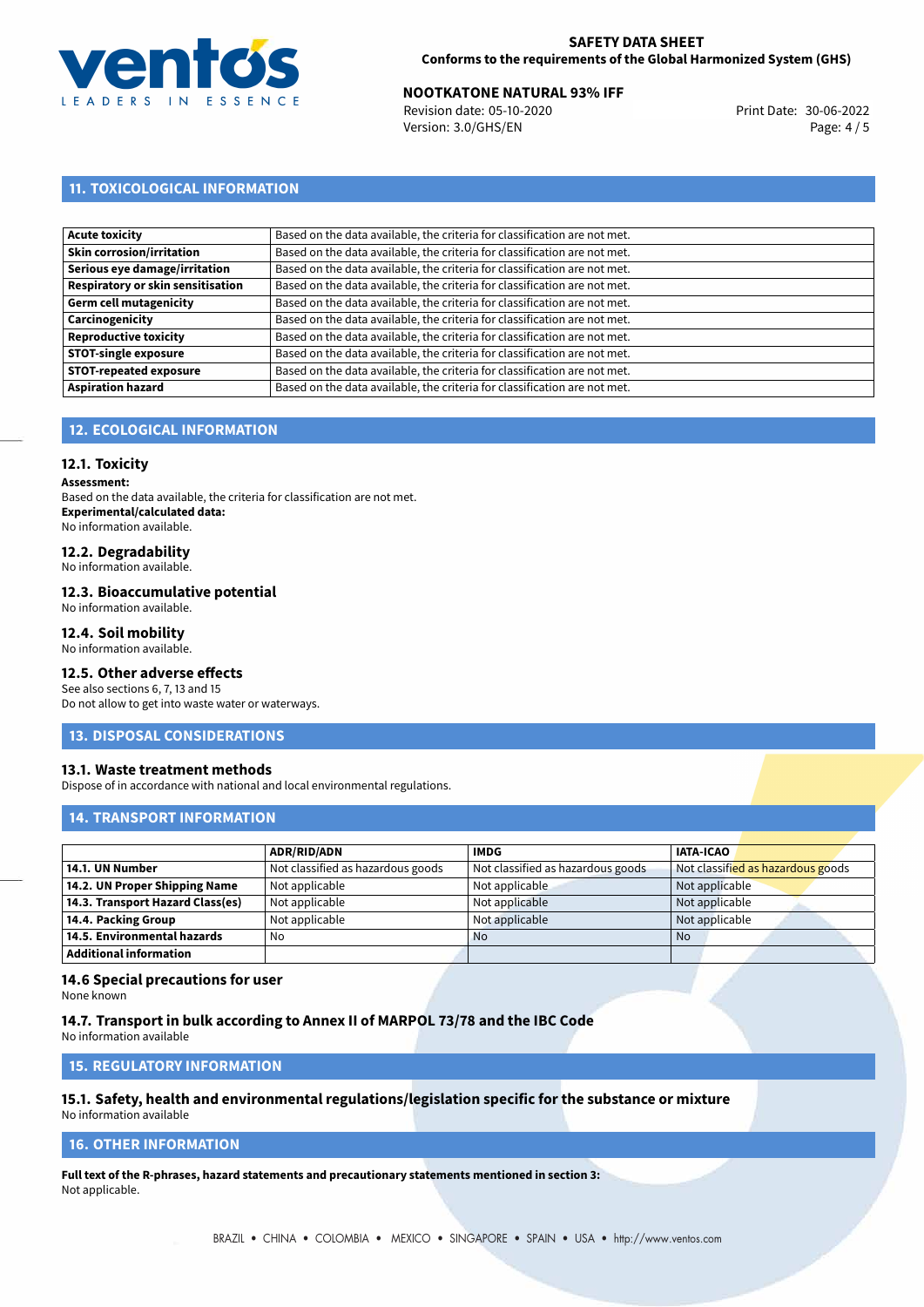## 11. TOXICOLOGICAL INFORMATION

| | |
|---|---|
| **Acute toxicity** | Based on the data available, the criteria for classification are not met. |
| **Skin corrosion/irritation** | Based on the data available, the criteria for classification are not met. |
| **Serious eye damage/irritation** | Based on the data available, the criteria for classification are not met. |
| **Respiratory or skin sensitisation** | Based on the data available, the criteria for classification are not met. |
| **Germ cell mutagenicity** | Based on the data available, the criteria for classification are not met. |
| **Carcinogenicity** | Based on the data available, the criteria for classification are not met. |
| **Reproductive toxicity** | Based on the data available, the criteria for classification are not met. |
| **STOT-single exposure** | Based on the data available, the criteria for classification are not met. |
| **STOT-repeated exposure** | Based on the data available, the criteria for classification are not met. |
| **Aspiration hazard** | Based on the data available, the criteria for classification are not met. |

## 12. ECOLOGICAL INFORMATION

### 12.1. Toxicity

**Assessment:**
Based on the data available, the criteria for classification are not met.
**Experimental/calculated data:**
No information available.

### 12.2. Degradability

No information available.

### 12.3. Bioaccumulative potential

No information available.

### 12.4. Soil mobility

No information available.

### 12.5. Other adverse effects

See also sections 6, 7, 13 and 15
Do not allow to get into waste water or waterways.

## 13. DISPOSAL CONSIDERATIONS

### 13.1. Waste treatment methods

Dispose of in accordance with national and local environmental regulations.

## 14. TRANSPORT INFORMATION

| | ADR/RID/ADN | IMDG | IATA-ICAO |
|---|---|---|---|
| **14.1. UN Number** | Not classified as hazardous goods | Not classified as hazardous goods | Not classified as hazardous goods |
| **14.2. UN Proper Shipping Name** | Not applicable | Not applicable | Not applicable |
| **14.3. Transport Hazard Class(es)** | Not applicable | Not applicable | Not applicable |
| **14.4. Packing Group** | Not applicable | Not applicable | Not applicable |
| **14.5. Environmental hazards** | No | No | No |
| **Additional information** | | | |

### 14.6 Special precautions for user

None known

### 14.7. Transport in bulk according to Annex II of MARPOL 73/78 and the IBC Code

No information available

## 15. REGULATORY INFORMATION

### 15.1. Safety, health and environmental regulations/legislation specific for the substance or mixture

No information available

## 16. OTHER INFORMATION

**Full text of the R-phrases, hazard statements and precautionary statements mentioned in section 3:**
Not applicable.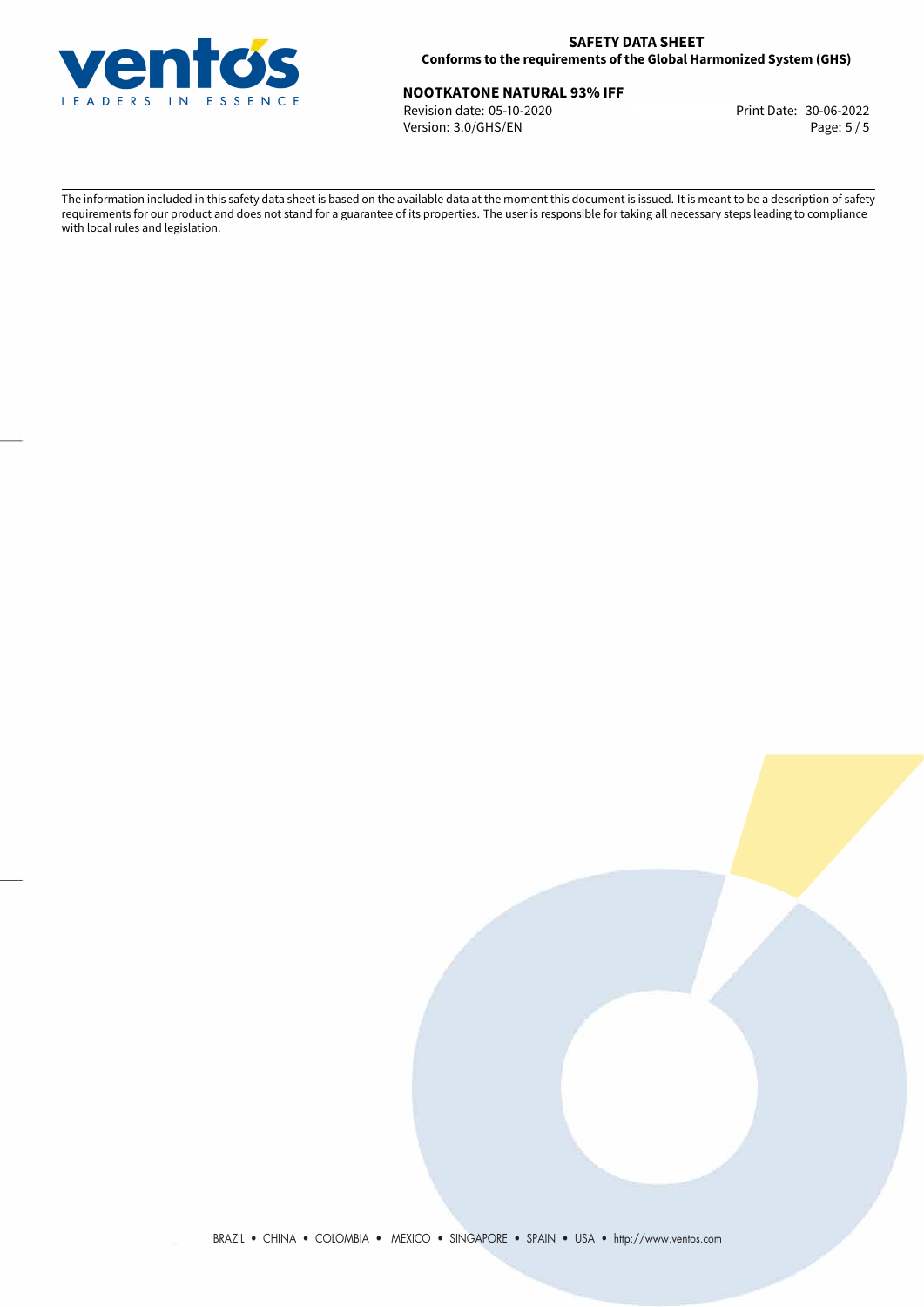The information included in this safety data sheet is based on the available data at the moment this document is issued. It is meant to be a description of safety requirements for our product and does not stand for a guarantee of its properties. The user is responsible for taking all necessary steps leading to compliance with local rules and legislation.